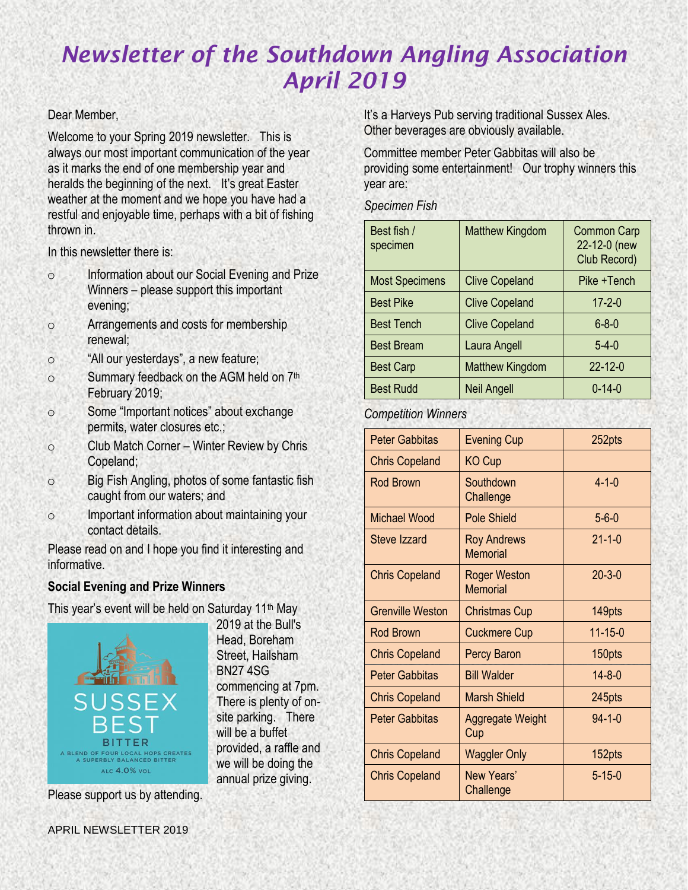# Newsletter of the Southdown Angling Association April 2019

Dear Member,

Welcome to your Spring 2019 newsletter. This is always our most important communication of the year as it marks the end of one membership year and heralds the beginning of the next. It's great Easter weather at the moment and we hope you have had a restful and enjoyable time, perhaps with a bit of fishing thrown in.

In this newsletter there is:

- Information about our Social Evening and Prize Winners – please support this important evening;
- Arrangements and costs for membership renewal;
- "All our yesterdays", a new feature;
- Summary feedback on the AGM held on 7th February 2019;
- Some "Important notices" about exchange permits, water closures etc.;
- Club Match Corner – Winter Review by Chris Copeland;
- Big Fish Angling, photos of some fantastic fish caught from our waters; and
- Important information about maintaining your contact details.

Please read on and I hope you find it interesting and informative.

**Social Evening and Prize Winners**

This year's event will be held on Saturday 11th May 2019 at the Bull's Head, Boreham Street, Hailsham BN27 4SG commencing at 7pm. There is plenty of on-site parking. There will be a buffet provided, a raffle and we will be doing the annual prize giving.

SUSSEX BEST BITTER

A BLEND OF FOUR LOCAL HOPS CREATES A SUPERBLY BALANCED BITTER

ALC 4.0% VOL

Please support us by attending.

It's a Harveys Pub serving traditional Sussex Ales. Other beverages are obviously available.

Committee member Peter Gabbitas will also be providing some entertainment! Our trophy winners this year are:

*Specimen Fish*

| | | |
|---|---|---|
| Best fish / specimen | Matthew Kingdom | Common Carp 22-12-0 (new Club Record) |
| Most Specimens | Clive Copeland | Pike +Tench |
| Best Pike | Clive Copeland | 17-2-0 |
| Best Tench | Clive Copeland | 6-8-0 |
| Best Bream | Laura Angell | 5-4-0 |
| Best Carp | Matthew Kingdom | 22-12-0 |
| Best Rudd | Neil Angell | 0-14-0 |

*Competition Winners*

| | | |
|---|---|---|
| Peter Gabbitas | Evening Cup | 252pts |
| Chris Copeland | KO Cup | |
| Rod Brown | Southdown Challenge | 4-1-0 |
| Michael Wood | Pole Shield | 5-6-0 |
| Steve Izzard | Roy Andrews Memorial | 21-1-0 |
| Chris Copeland | Roger Weston Memorial | 20-3-0 |
| Grenville Weston | Christmas Cup | 149pts |
| Rod Brown | Cuckmere Cup | 11-15-0 |
| Chris Copeland | Percy Baron | 150pts |
| Peter Gabbitas | Bill Walder | 14-8-0 |
| Chris Copeland | Marsh Shield | 245pts |
| Peter Gabbitas | Aggregate Weight Cup | 94-1-0 |
| Chris Copeland | Waggler Only | 152pts |
| Chris Copeland | New Years' Challenge | 5-15-0 |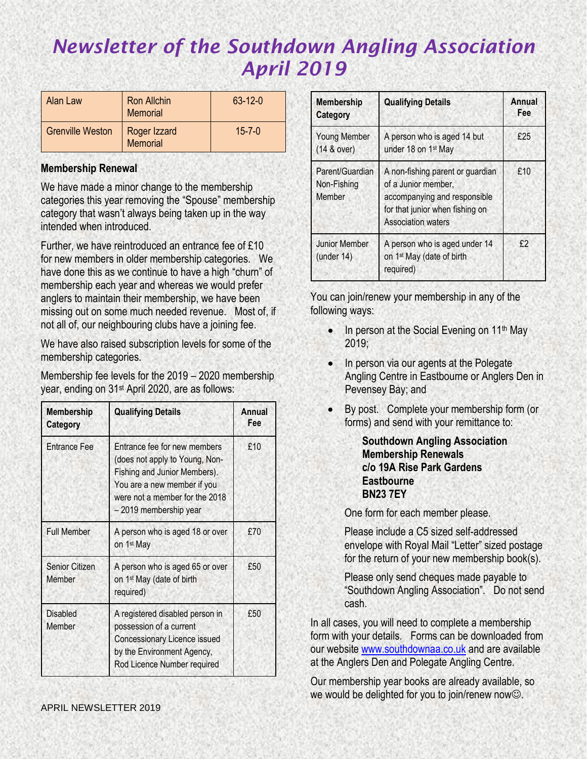# Newsletter of the Southdown Angling Association April 2019

| Alan Law | Ron Allchin Memorial | 63-12-0 |
|---|---|---|
| Grenville Weston | Roger Izzard Memorial | 15-7-0 |

**Membership Renewal**

We have made a minor change to the membership categories this year removing the "Spouse" membership category that wasn't always being taken up in the way intended when introduced.

Further, we have reintroduced an entrance fee of £10 for new members in older membership categories. We have done this as we continue to have a high "churn" of membership each year and whereas we would prefer anglers to maintain their membership, we have been missing out on some much needed revenue. Most of, if not all of, our neighbouring clubs have a joining fee.

We have also raised subscription levels for some of the membership categories.

Membership fee levels for the 2019 – 2020 membership year, ending on 31st April 2020, are as follows:

| Membership Category | Qualifying Details | Annual Fee |
|---|---|---|
| Entrance Fee | Entrance fee for new members (does not apply to Young, Non-Fishing and Junior Members). You are a new member if you were not a member for the 2018 – 2019 membership year | £10 |
| Full Member | A person who is aged 18 or over on 1st May | £70 |
| Senior Citizen Member | A person who is aged 65 or over on 1st May (date of birth required) | £50 |
| Disabled Member | A registered disabled person in possession of a current Concessionary Licence issued by the Environment Agency, Rod Licence Number required | £50 |
| Young Member (14 & over) | A person who is aged 14 but under 18 on 1st May | £25 |
| Parent/Guardian Non-Fishing Member | A non-fishing parent or guardian of a Junior member, accompanying and responsible for that junior when fishing on Association waters | £10 |
| Junior Member (under 14) | A person who is aged under 14 on 1st May (date of birth required) | £2 |

You can join/renew your membership in any of the following ways:

- In person at the Social Evening on 11th May 2019;
- In person via our agents at the Polegate Angling Centre in Eastbourne or Anglers Den in Pevensey Bay; and
- By post. Complete your membership form (or forms) and send with your remittance to:

  **Southdown Angling Association**
  **Membership Renewals**
  **c/o 19A Rise Park Gardens**
  **Eastbourne**
  **BN23 7EY**

  One form for each member please.

  Please include a C5 sized self-addressed envelope with Royal Mail "Letter" sized postage for the return of your new membership book(s).

  Please only send cheques made payable to "Southdown Angling Association". Do not send cash.

In all cases, you will need to complete a membership form with your details. Forms can be downloaded from our website [www.southdownaa.co.uk](http://www.southdownaa.co.uk) and are available at the Anglers Den and Polegate Angling Centre.

Our membership year books are already available, so we would be delighted for you to join/renew now☺.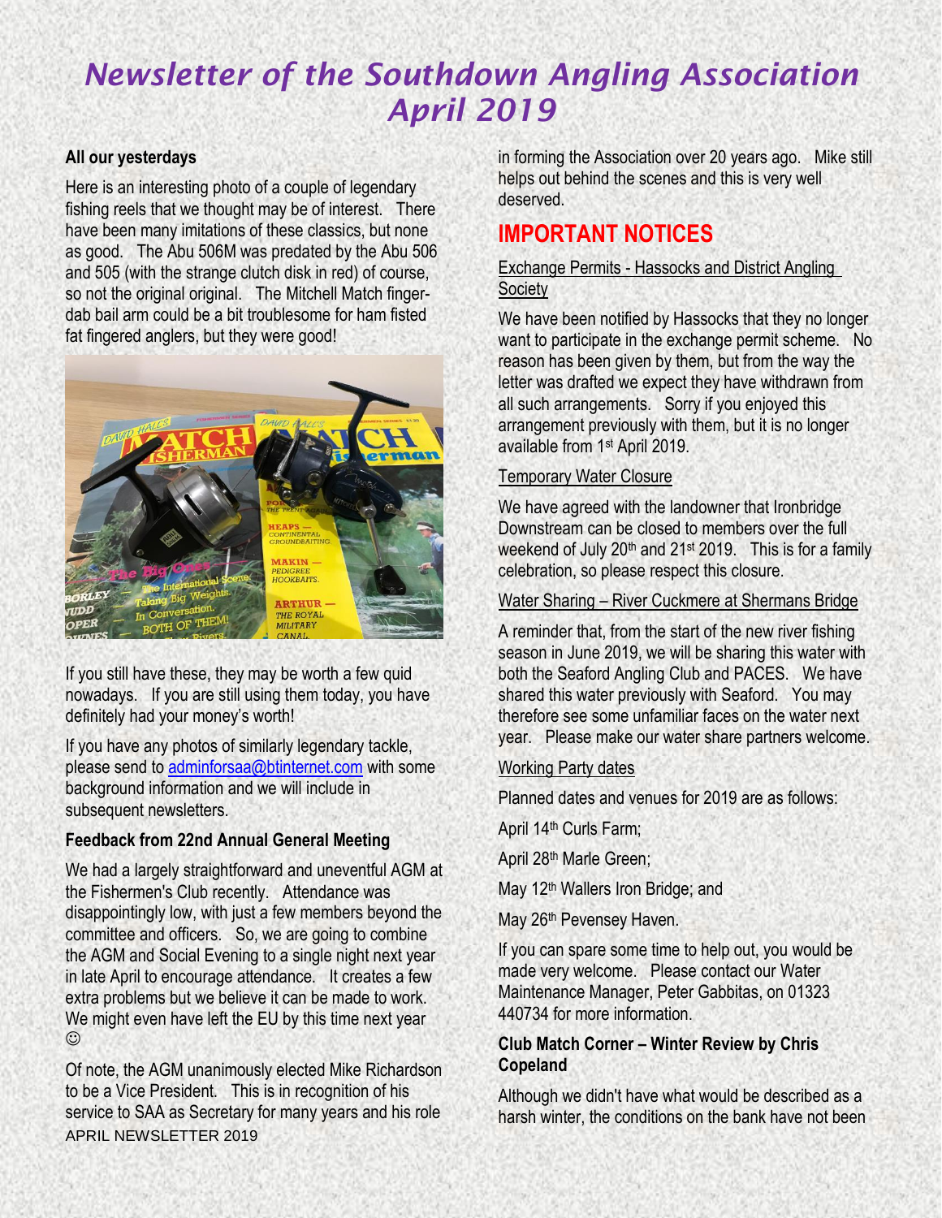# Newsletter of the Southdown Angling Association April 2019

**All our yesterdays**

Here is an interesting photo of a couple of legendary fishing reels that we thought may be of interest. There have been many imitations of these classics, but none as good. The Abu 506M was predated by the Abu 506 and 505 (with the strange clutch disk in red) of course, so not the original original. The Mitchell Match finger-dab bail arm could be a bit troublesome for ham fisted fat fingered anglers, but they were good!

If you still have these, they may be worth a few quid nowadays. If you are still using them today, you have definitely had your money's worth!

If you have any photos of similarly legendary tackle, please send to adminforsaa@btinternet.com with some background information and we will include in subsequent newsletters.

**Feedback from 22nd Annual General Meeting**

We had a largely straightforward and uneventful AGM at the Fishermen's Club recently. Attendance was disappointingly low, with just a few members beyond the committee and officers. So, we are going to combine the AGM and Social Evening to a single night next year in late April to encourage attendance. It creates a few extra problems but we believe it can be made to work. We might even have left the EU by this time next year ☺

Of note, the AGM unanimously elected Mike Richardson to be a Vice President. This is in recognition of his service to SAA as Secretary for many years and his role in forming the Association over 20 years ago. Mike still helps out behind the scenes and this is very well deserved.

## IMPORTANT NOTICES

Exchange Permits - Hassocks and District Angling Society

We have been notified by Hassocks that they no longer want to participate in the exchange permit scheme. No reason has been given by them, but from the way the letter was drafted we expect they have withdrawn from all such arrangements. Sorry if you enjoyed this arrangement previously with them, but it is no longer available from 1st April 2019.

Temporary Water Closure

We have agreed with the landowner that Ironbridge Downstream can be closed to members over the full weekend of July 20th and 21st 2019. This is for a family celebration, so please respect this closure.

Water Sharing – River Cuckmere at Shermans Bridge

A reminder that, from the start of the new river fishing season in June 2019, we will be sharing this water with both the Seaford Angling Club and PACES. We have shared this water previously with Seaford. You may therefore see some unfamiliar faces on the water next year. Please make our water share partners welcome.

Working Party dates

Planned dates and venues for 2019 are as follows:

April 14th Curls Farm;

April 28th Marle Green;

May 12th Wallers Iron Bridge; and

May 26th Pevensey Haven.

If you can spare some time to help out, you would be made very welcome. Please contact our Water Maintenance Manager, Peter Gabbitas, on 01323 440734 for more information.

**Club Match Corner – Winter Review by Chris Copeland**

Although we didn't have what would be described as a harsh winter, the conditions on the bank have not been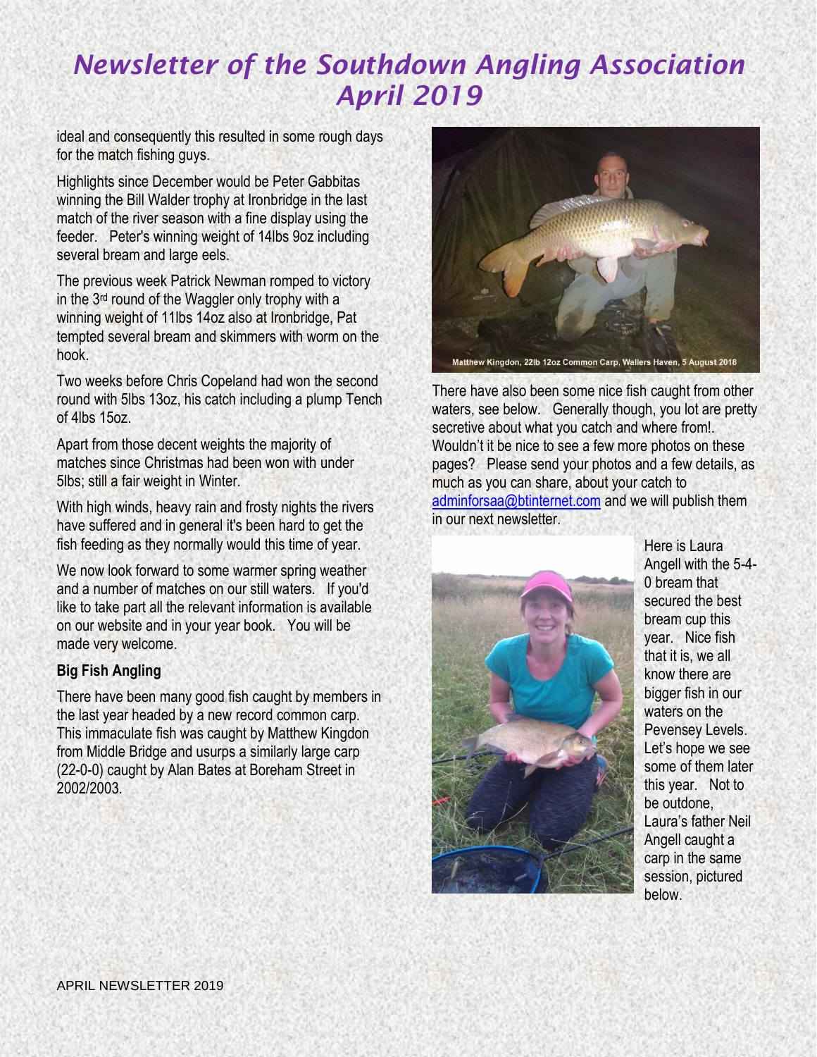ideal and consequently this resulted in some rough days for the match fishing guys.

Highlights since December would be Peter Gabbitas winning the Bill Walder trophy at Ironbridge in the last match of the river season with a fine display using the feeder. Peter's winning weight of 14lbs 9oz including several bream and large eels.

The previous week Patrick Newman romped to victory in the 3rd round of the Waggler only trophy with a winning weight of 11lbs 14oz also at Ironbridge, Pat tempted several bream and skimmers with worm on the hook.

Two weeks before Chris Copeland had won the second round with 5lbs 13oz, his catch including a plump Tench of 4lbs 15oz.

Apart from those decent weights the majority of matches since Christmas had been won with under 5lbs; still a fair weight in Winter.

With high winds, heavy rain and frosty nights the rivers have suffered and in general it's been hard to get the fish feeding as they normally would this time of year.

We now look forward to some warmer spring weather and a number of matches on our still waters. If you'd like to take part all the relevant information is available on our website and in your year book. You will be made very welcome.

**Big Fish Angling**

There have been many good fish caught by members in the last year headed by a new record common carp. This immaculate fish was caught by Matthew Kingdon from Middle Bridge and usurps a similarly large carp (22-0-0) caught by Alan Bates at Boreham Street in 2002/2003.

Matthew Kingdon, 22lb 12oz Common Carp, Wallers Haven, 5 August 2018

There have also been some nice fish caught from other waters, see below. Generally though, you lot are pretty secretive about what you catch and where from!. Wouldn't it be nice to see a few more photos on these pages? Please send your photos and a few details, as much as you can share, about your catch to adminforsaa@btinternet.com and we will publish them in our next newsletter.

Here is Laura Angell with the 5-4-0 bream that secured the best bream cup this year. Nice fish that it is, we all know there are bigger fish in our waters on the Pevensey Levels. Let's hope we see some of them later this year. Not to be outdone, Laura's father Neil Angell caught a carp in the same session, pictured below.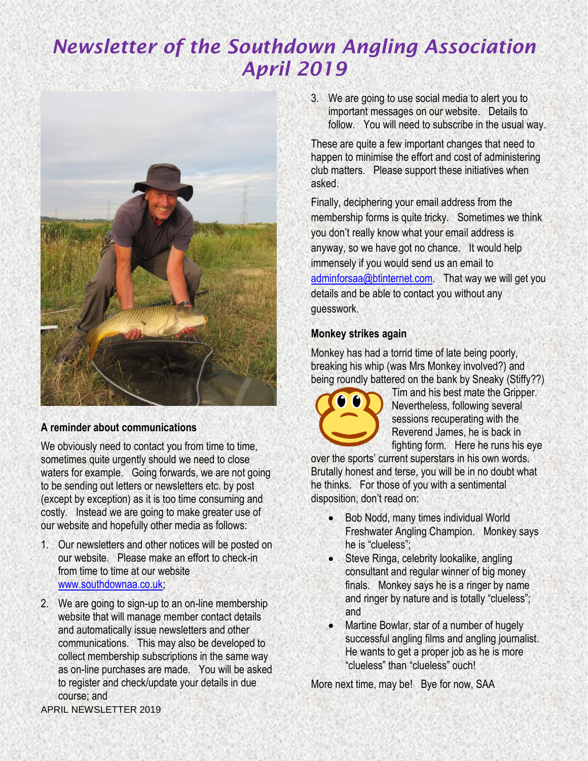# Newsletter of the Southdown Angling Association April 2019

### A reminder about communications

We obviously need to contact you from time to time, sometimes quite urgently should we need to close waters for example. Going forwards, we are not going to be sending out letters or newsletters etc. by post (except by exception) as it is too time consuming and costly. Instead we are going to make greater use of our website and hopefully other media as follows:

1. Our newsletters and other notices will be posted on our website. Please make an effort to check-in from time to time at our website www.southdownaa.co.uk;
2. We are going to sign-up to an on-line membership website that will manage member contact details and automatically issue newsletters and other communications. This may also be developed to collect membership subscriptions in the same way as on-line purchases are made. You will be asked to register and check/update your details in due course; and
3. We are going to use social media to alert you to important messages on our website. Details to follow. You will need to subscribe in the usual way.

These are quite a few important changes that need to happen to minimise the effort and cost of administering club matters. Please support these initiatives when asked.

Finally, deciphering your email address from the membership forms is quite tricky. Sometimes we think you don't really know what your email address is anyway, so we have got no chance. It would help immensely if you would send us an email to adminforsaa@btinternet.com. That way we will get you details and be able to contact you without any guesswork.

### Monkey strikes again

Monkey has had a torrid time of late being poorly, breaking his whip (was Mrs Monkey involved?) and being roundly battered on the bank by Sneaky (Stiffy??) Tim and his best mate the Gripper. Nevertheless, following several sessions recuperating with the Reverend James, he is back in fighting form. Here he runs his eye over the sports' current superstars in his own words. Brutally honest and terse, you will be in no doubt what he thinks. For those of you with a sentimental disposition, don't read on:

- Bob Nodd, many times individual World Freshwater Angling Champion. Monkey says he is "clueless";
- Steve Ringa, celebrity lookalike, angling consultant and regular winner of big money finals. Monkey says he is a ringer by name and ringer by nature and is totally "clueless"; and
- Martine Bowlar, star of a number of hugely successful angling films and angling journalist. He wants to get a proper job as he is more "clueless" than "clueless" ouch!

More next time, may be! Bye for now, SAA